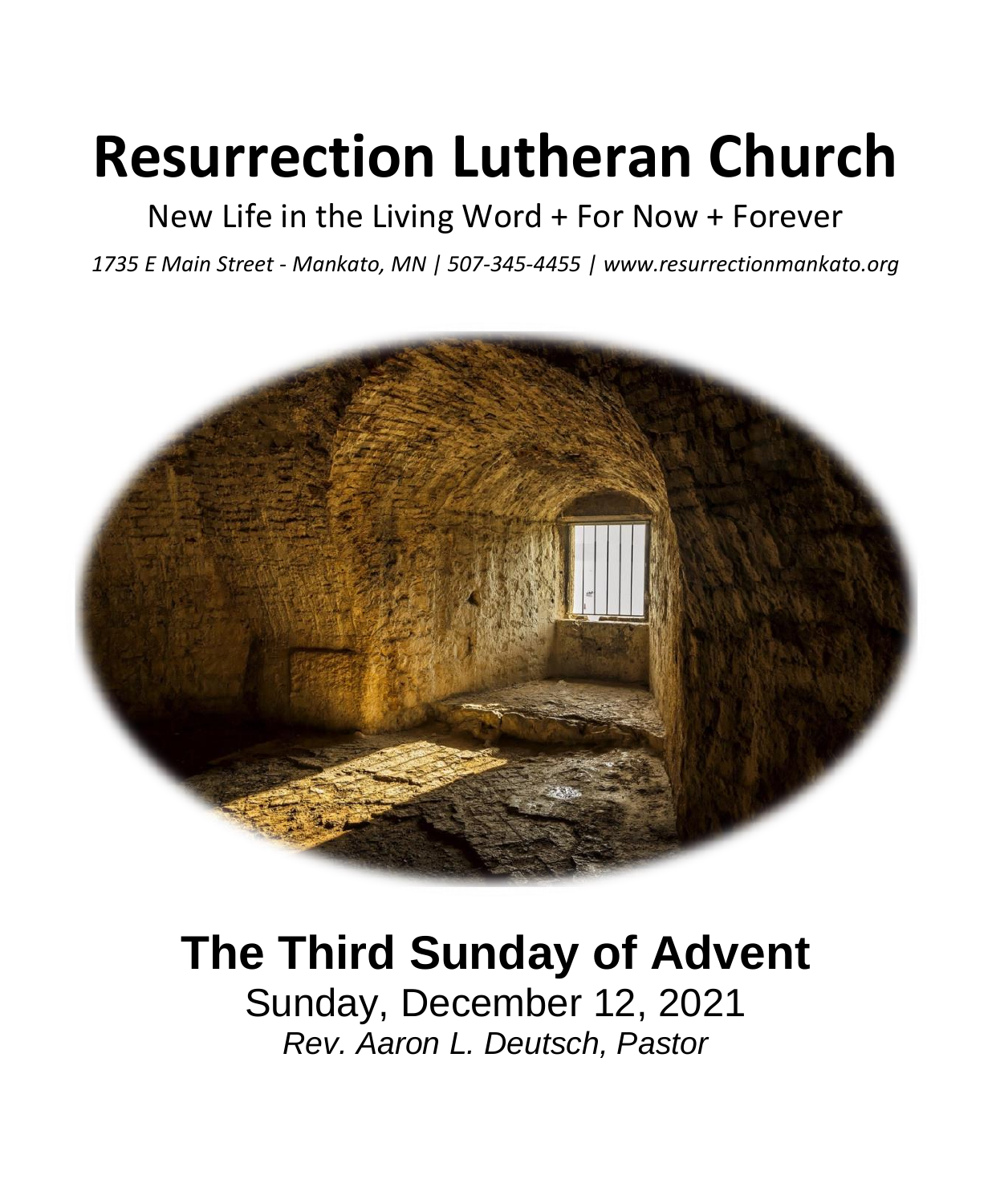# Resurrection Lutheran Church

New Life in the Living Word + For Now + Forever

*1735 E Main Street - Mankato, MN | 507-345-4455 | www.resurrectionmankato.org*

## The Third Sunday of Advent

Sunday, December 12, 2021

*Rev. Aaron L. Deutsch, Pastor*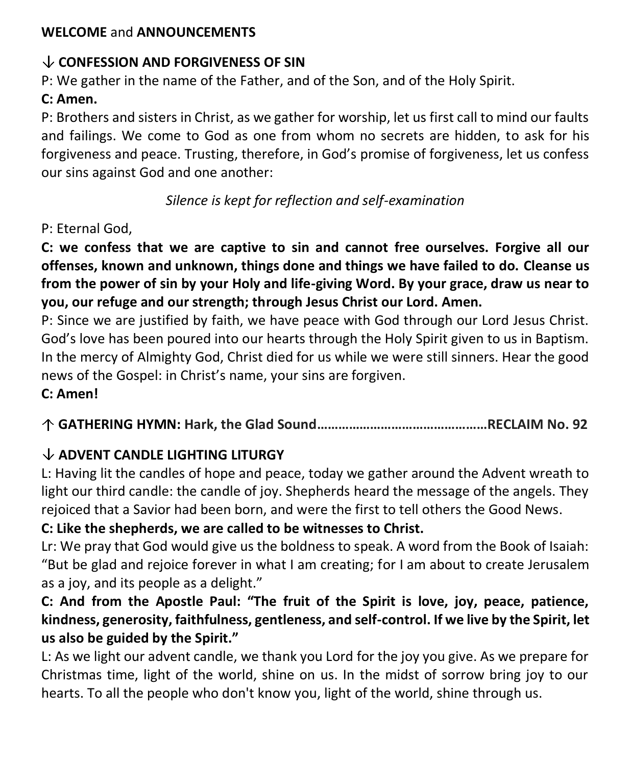**WELCOME** and **ANNOUNCEMENTS**

**↓ CONFESSION AND FORGIVENESS OF SIN**

P: We gather in the name of the Father, and of the Son, and of the Holy Spirit.

**C: Amen.**

P: Brothers and sisters in Christ, as we gather for worship, let us first call to mind our faults and failings. We come to God as one from whom no secrets are hidden, to ask for his forgiveness and peace. Trusting, therefore, in God's promise of forgiveness, let us confess our sins against God and one another:

*Silence is kept for reflection and self-examination*

P: Eternal God,

**C: we confess that we are captive to sin and cannot free ourselves. Forgive all our offenses, known and unknown, things done and things we have failed to do. Cleanse us from the power of sin by your Holy and life-giving Word. By your grace, draw us near to you, our refuge and our strength; through Jesus Christ our Lord. Amen.**

P: Since we are justified by faith, we have peace with God through our Lord Jesus Christ. God's love has been poured into our hearts through the Holy Spirit given to us in Baptism. In the mercy of Almighty God, Christ died for us while we were still sinners. Hear the good news of the Gospel: in Christ's name, your sins are forgiven.

**C: Amen!**

**↑ GATHERING HYMN: Hark, the Glad Sound………………………………………RECLAIM No. 92**

**↓ ADVENT CANDLE LIGHTING LITURGY**

L: Having lit the candles of hope and peace, today we gather around the Advent wreath to light our third candle: the candle of joy. Shepherds heard the message of the angels. They rejoiced that a Savior had been born, and were the first to tell others the Good News.

**C: Like the shepherds, we are called to be witnesses to Christ.**

Lr: We pray that God would give us the boldness to speak. A word from the Book of Isaiah: "But be glad and rejoice forever in what I am creating; for I am about to create Jerusalem as a joy, and its people as a delight."

**C: And from the Apostle Paul: "The fruit of the Spirit is love, joy, peace, patience, kindness, generosity, faithfulness, gentleness, and self-control. If we live by the Spirit, let us also be guided by the Spirit."**

L: As we light our advent candle, we thank you Lord for the joy you give. As we prepare for Christmas time, light of the world, shine on us. In the midst of sorrow bring joy to our hearts. To all the people who don't know you, light of the world, shine through us.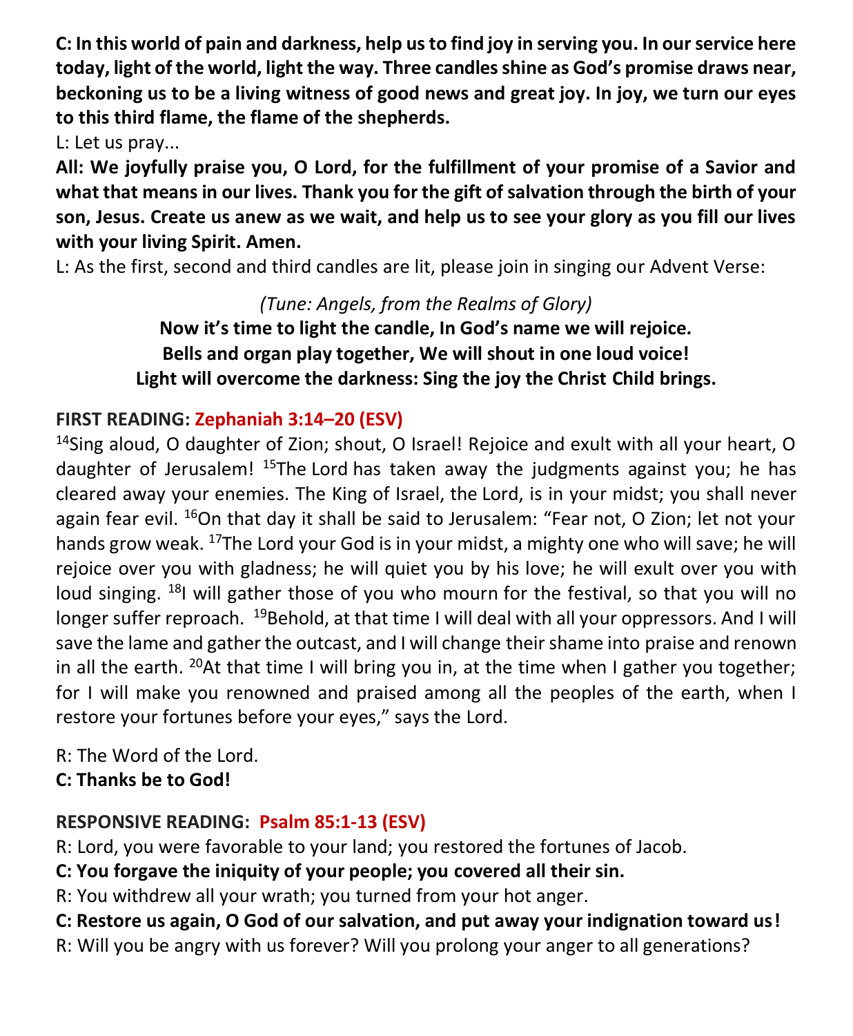**C: In this world of pain and darkness, help us to find joy in serving you. In our service here today, light of the world, light the way. Three candles shine as God's promise draws near, beckoning us to be a living witness of good news and great joy. In joy, we turn our eyes to this third flame, the flame of the shepherds.**

L: Let us pray...

**All: We joyfully praise you, O Lord, for the fulfillment of your promise of a Savior and what that means in our lives. Thank you for the gift of salvation through the birth of your son, Jesus. Create us anew as we wait, and help us to see your glory as you fill our lives with your living Spirit. Amen.**

L: As the first, second and third candles are lit, please join in singing our Advent Verse:

*(Tune: Angels, from the Realms of Glory)*

**Now it's time to light the candle, In God's name we will rejoice.**
**Bells and organ play together, We will shout in one loud voice!**
**Light will overcome the darkness: Sing the joy the Christ Child brings.**

**FIRST READING: Zephaniah 3:14–20 (ESV)**

14Sing aloud, O daughter of Zion; shout, O Israel! Rejoice and exult with all your heart, O daughter of Jerusalem! 15The Lord has taken away the judgments against you; he has cleared away your enemies. The King of Israel, the Lord, is in your midst; you shall never again fear evil. 16On that day it shall be said to Jerusalem: "Fear not, O Zion; let not your hands grow weak. 17The Lord your God is in your midst, a mighty one who will save; he will rejoice over you with gladness; he will quiet you by his love; he will exult over you with loud singing. 18I will gather those of you who mourn for the festival, so that you will no longer suffer reproach. 19Behold, at that time I will deal with all your oppressors. And I will save the lame and gather the outcast, and I will change their shame into praise and renown in all the earth. 20At that time I will bring you in, at the time when I gather you together; for I will make you renowned and praised among all the peoples of the earth, when I restore your fortunes before your eyes," says the Lord.

R: The Word of the Lord.

**C: Thanks be to God!**

**RESPONSIVE READING: Psalm 85:1-13 (ESV)**

R: Lord, you were favorable to your land; you restored the fortunes of Jacob.

**C: You forgave the iniquity of your people; you covered all their sin.**

R: You withdrew all your wrath; you turned from your hot anger.

**C: Restore us again, O God of our salvation, and put away your indignation toward us!**

R: Will you be angry with us forever? Will you prolong your anger to all generations?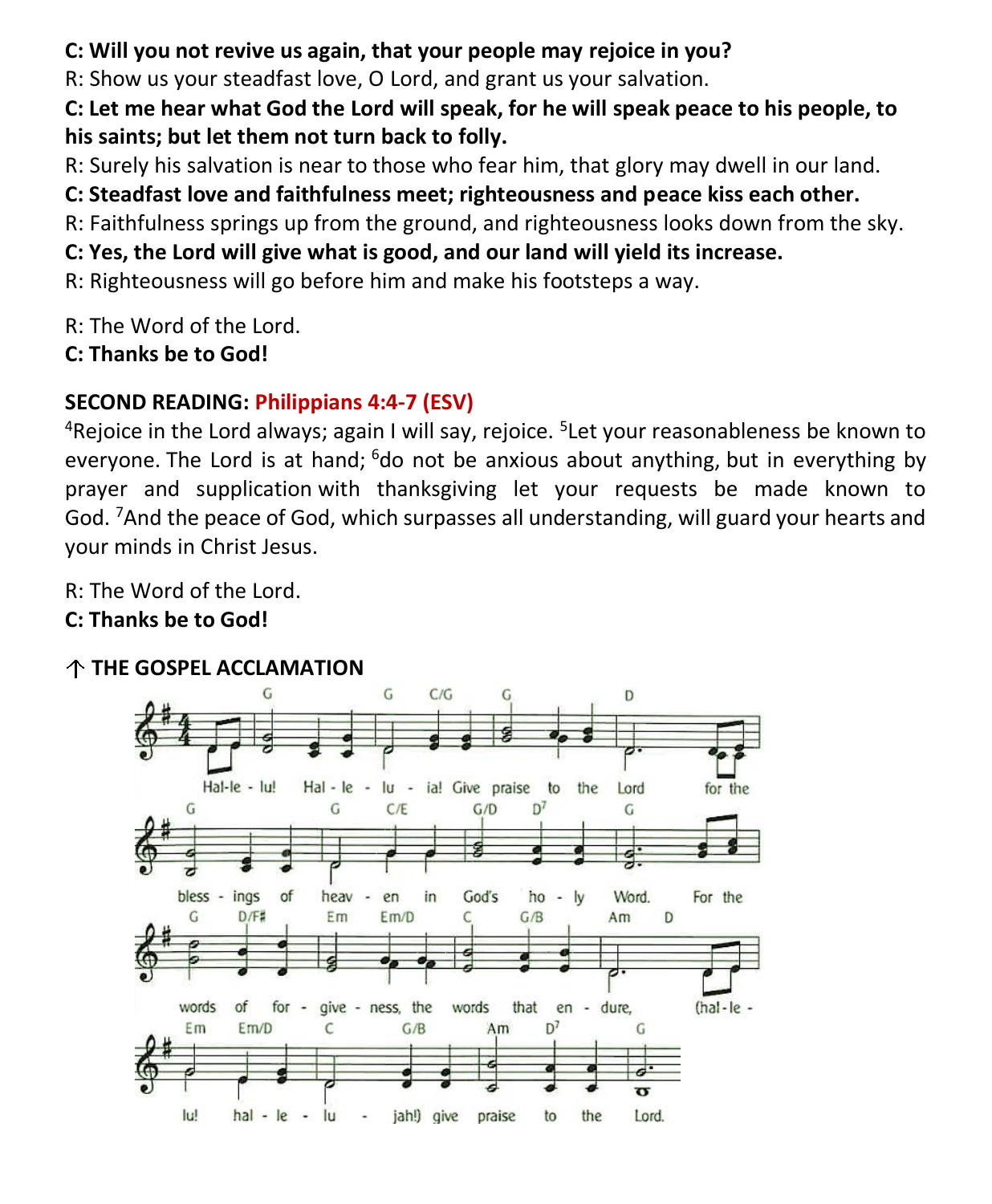**C: Will you not revive us again, that your people may rejoice in you?**

R: Show us your steadfast love, O Lord, and grant us your salvation.

**C: Let me hear what God the Lord will speak, for he will speak peace to his people, to his saints; but let them not turn back to folly.**

R: Surely his salvation is near to those who fear him, that glory may dwell in our land.

**C: Steadfast love and faithfulness meet; righteousness and peace kiss each other.**

R: Faithfulness springs up from the ground, and righteousness looks down from the sky.

**C: Yes, the Lord will give what is good, and our land will yield its increase.**

R: Righteousness will go before him and make his footsteps a way.

R: The Word of the Lord.

**C: Thanks be to God!**

**SECOND READING: Philippians 4:4-7 (ESV)**

[4]Rejoice in the Lord always; again I will say, rejoice. [5]Let your reasonableness be known to everyone. The Lord is at hand; [6]do not be anxious about anything, but in everything by prayer and supplication with thanksgiving let your requests be made known to God. [7]And the peace of God, which surpasses all understanding, will guard your hearts and your minds in Christ Jesus.

R: The Word of the Lord.

**C: Thanks be to God!**

**↑ THE GOSPEL ACCLAMATION**

Hal-le-lu! Hal-le-lu-ia! Give praise to the Lord for the blessings of heaven in God's holy Word. For the words of forgiveness, the words that endure, (hal-le-lu! hal-le-lu-jah!) give praise to the Lord.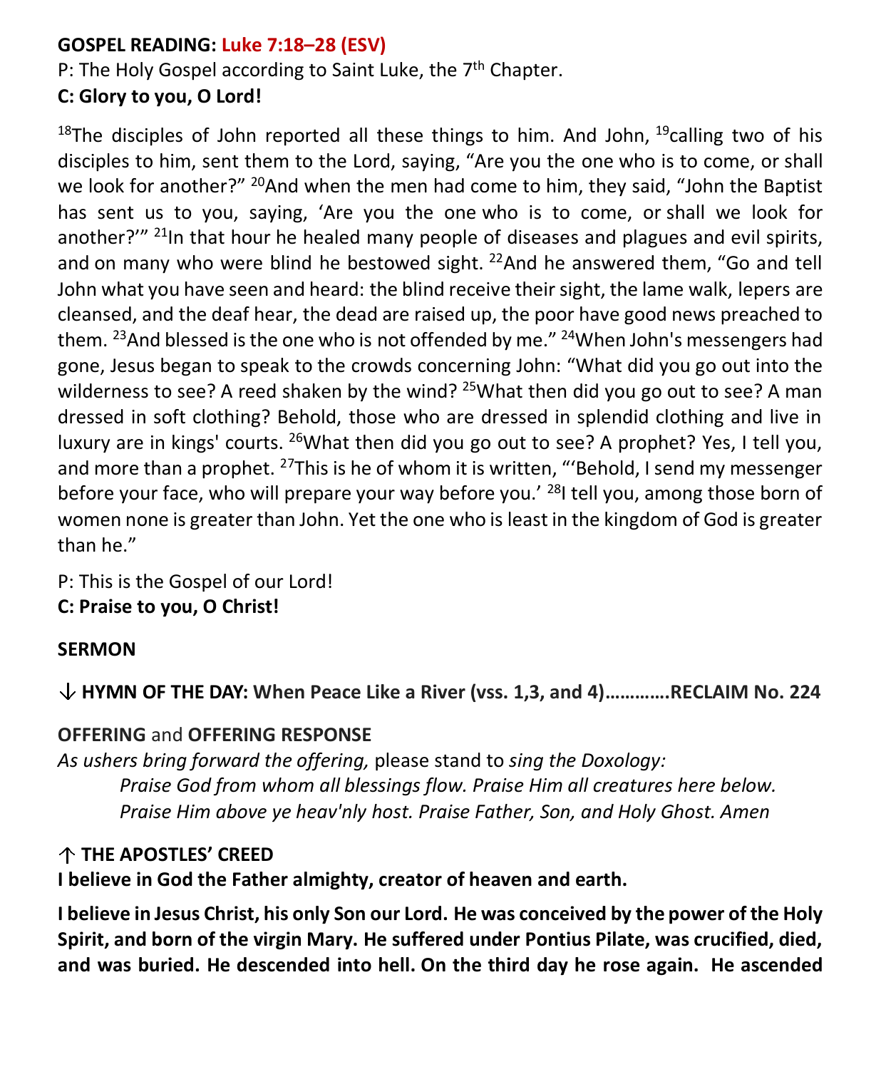**GOSPEL READING: Luke 7:18–28 (ESV)**

P: The Holy Gospel according to Saint Luke, the 7th Chapter.

**C: Glory to you, O Lord!**

18The disciples of John reported all these things to him. And John, 19calling two of his disciples to him, sent them to the Lord, saying, "Are you the one who is to come, or shall we look for another?" 20And when the men had come to him, they said, "John the Baptist has sent us to you, saying, 'Are you the one who is to come, or shall we look for another?'" 21In that hour he healed many people of diseases and plagues and evil spirits, and on many who were blind he bestowed sight. 22And he answered them, "Go and tell John what you have seen and heard: the blind receive their sight, the lame walk, lepers are cleansed, and the deaf hear, the dead are raised up, the poor have good news preached to them. 23And blessed is the one who is not offended by me." 24When John's messengers had gone, Jesus began to speak to the crowds concerning John: "What did you go out into the wilderness to see? A reed shaken by the wind? 25What then did you go out to see? A man dressed in soft clothing? Behold, those who are dressed in splendid clothing and live in luxury are in kings' courts. 26What then did you go out to see? A prophet? Yes, I tell you, and more than a prophet. 27This is he of whom it is written, "'Behold, I send my messenger before your face, who will prepare your way before you.' 28I tell you, among those born of women none is greater than John. Yet the one who is least in the kingdom of God is greater than he."

P: This is the Gospel of our Lord!

**C: Praise to you, O Christ!**

**SERMON**

↓ **HYMN OF THE DAY: When Peace Like a River (vss. 1,3, and 4)………….RECLAIM No. 224**

**OFFERING** and **OFFERING RESPONSE**

*As ushers bring forward the offering,* please stand to *sing the Doxology:*

*Praise God from whom all blessings flow. Praise Him all creatures here below.*
*Praise Him above ye heav'nly host. Praise Father, Son, and Holy Ghost. Amen*

↑ **THE APOSTLES' CREED**

**I believe in God the Father almighty, creator of heaven and earth.**

**I believe in Jesus Christ, his only Son our Lord. He was conceived by the power of the Holy Spirit, and born of the virgin Mary. He suffered under Pontius Pilate, was crucified, died, and was buried. He descended into hell. On the third day he rose again. He ascended**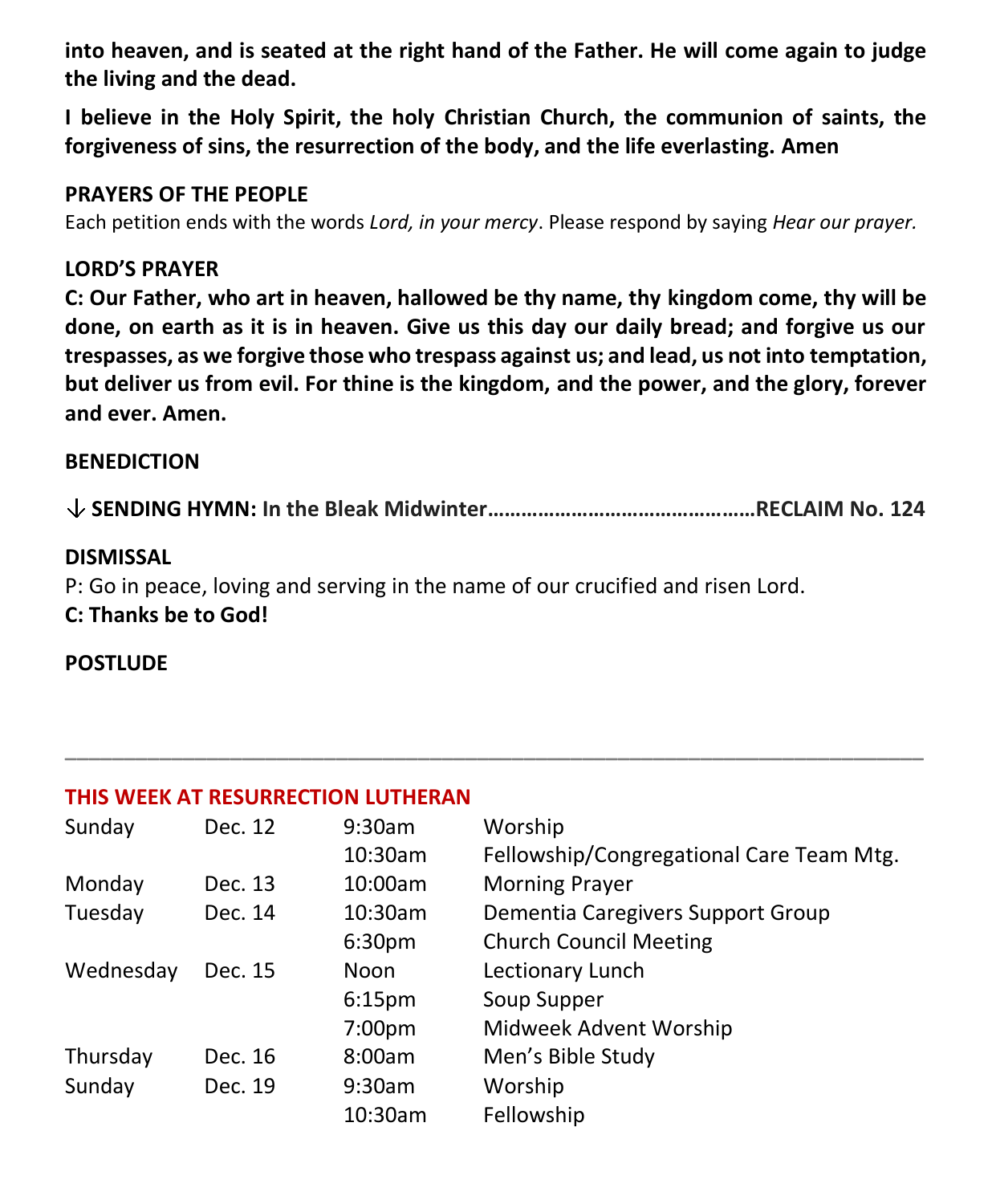**into heaven, and is seated at the right hand of the Father. He will come again to judge the living and the dead.**

**I believe in the Holy Spirit, the holy Christian Church, the communion of saints, the forgiveness of sins, the resurrection of the body, and the life everlasting. Amen**

**PRAYERS OF THE PEOPLE**

Each petition ends with the words *Lord, in your mercy*. Please respond by saying *Hear our prayer.*

**LORD'S PRAYER**

**C: Our Father, who art in heaven, hallowed be thy name, thy kingdom come, thy will be done, on earth as it is in heaven. Give us this day our daily bread; and forgive us our trespasses, as we forgive those who trespass against us; and lead, us not into temptation, but deliver us from evil. For thine is the kingdom, and the power, and the glory, forever and ever. Amen.**

**BENEDICTION**

**↓ SENDING HYMN: In the Bleak Midwinter……………………………………….RECLAIM No. 124**

**DISMISSAL**

P: Go in peace, loving and serving in the name of our crucified and risen Lord.

**C: Thanks be to God!**

**POSTLUDE**

---

**THIS WEEK AT RESURRECTION LUTHERAN**

| | | | |
|---|---|---|---|
| Sunday | Dec. 12 | 9:30am | Worship |
| | | 10:30am | Fellowship/Congregational Care Team Mtg. |
| Monday | Dec. 13 | 10:00am | Morning Prayer |
| Tuesday | Dec. 14 | 10:30am | Dementia Caregivers Support Group |
| | | 6:30pm | Church Council Meeting |
| Wednesday | Dec. 15 | Noon | Lectionary Lunch |
| | | 6:15pm | Soup Supper |
| | | 7:00pm | Midweek Advent Worship |
| Thursday | Dec. 16 | 8:00am | Men's Bible Study |
| Sunday | Dec. 19 | 9:30am | Worship |
| | | 10:30am | Fellowship |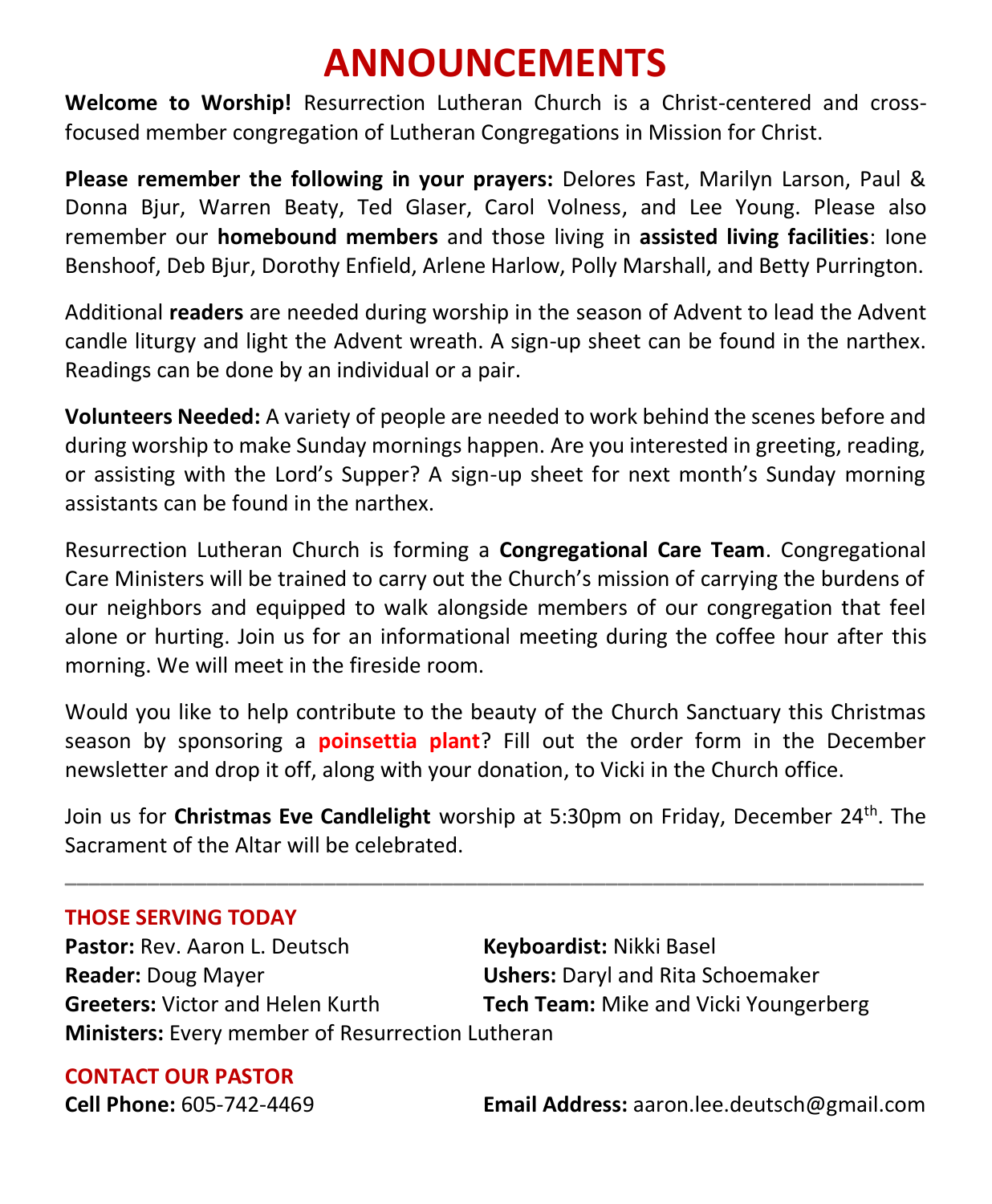# ANNOUNCEMENTS

**Welcome to Worship!** Resurrection Lutheran Church is a Christ-centered and cross-focused member congregation of Lutheran Congregations in Mission for Christ.

**Please remember the following in your prayers:** Delores Fast, Marilyn Larson, Paul & Donna Bjur, Warren Beaty, Ted Glaser, Carol Volness, and Lee Young. Please also remember our **homebound members** and those living in **assisted living facilities**: Ione Benshoof, Deb Bjur, Dorothy Enfield, Arlene Harlow, Polly Marshall, and Betty Purrington.

Additional **readers** are needed during worship in the season of Advent to lead the Advent candle liturgy and light the Advent wreath. A sign-up sheet can be found in the narthex. Readings can be done by an individual or a pair.

**Volunteers Needed:** A variety of people are needed to work behind the scenes before and during worship to make Sunday mornings happen. Are you interested in greeting, reading, or assisting with the Lord's Supper? A sign-up sheet for next month's Sunday morning assistants can be found in the narthex.

Resurrection Lutheran Church is forming a **Congregational Care Team**. Congregational Care Ministers will be trained to carry out the Church's mission of carrying the burdens of our neighbors and equipped to walk alongside members of our congregation that feel alone or hurting. Join us for an informational meeting during the coffee hour after this morning. We will meet in the fireside room.

Would you like to help contribute to the beauty of the Church Sanctuary this Christmas season by sponsoring a **poinsettia plant**? Fill out the order form in the December newsletter and drop it off, along with your donation, to Vicki in the Church office.

Join us for **Christmas Eve Candlelight** worship at 5:30pm on Friday, December 24th. The Sacrament of the Altar will be celebrated.

---

## THOSE SERVING TODAY

**Pastor:** Rev. Aaron L. Deutsch
**Reader:** Doug Mayer
**Greeters:** Victor and Helen Kurth
**Keyboardist:** Nikki Basel
**Ushers:** Daryl and Rita Schoemaker
**Tech Team:** Mike and Vicki Youngerberg
**Ministers:** Every member of Resurrection Lutheran

## CONTACT OUR PASTOR

**Cell Phone:** 605-742-4469
**Email Address:** aaron.lee.deutsch@gmail.com